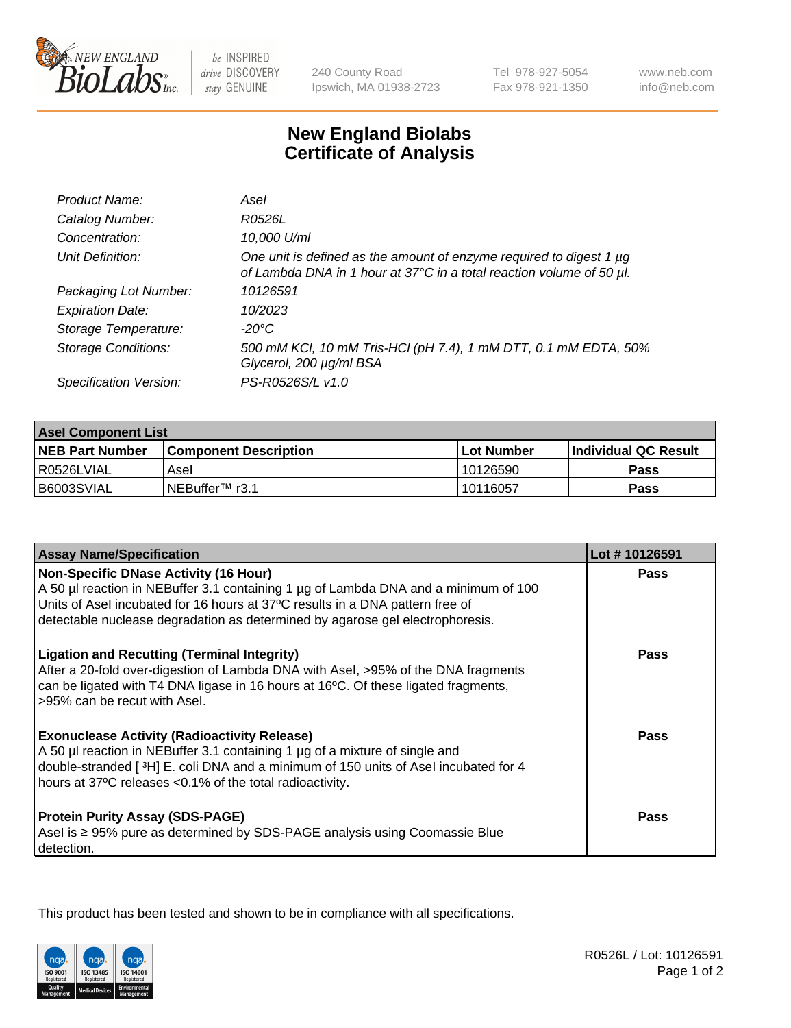# New England Biolabs Certificate of Analysis

| | |
|---|---|
| *Product Name:* | *AseI* |
| *Catalog Number:* | *R0526L* |
| *Concentration:* | *10,000 U/ml* |
| *Unit Definition:* | *One unit is defined as the amount of enzyme required to digest 1 µg of Lambda DNA in 1 hour at 37°C in a total reaction volume of 50 µl.* |
| *Packaging Lot Number:* | *10126591* |
| *Expiration Date:* | *10/2023* |
| *Storage Temperature:* | *-20°C* |
| *Storage Conditions:* | *500 mM KCl, 10 mM Tris-HCl (pH 7.4), 1 mM DTT, 0.1 mM EDTA, 50% Glycerol, 200 µg/ml BSA* |
| *Specification Version:* | *PS-R0526S/L v1.0* |

| AseI Component List | | | |
|---|---|---|---|
| **NEB Part Number** | **Component Description** | **Lot Number** | **Individual QC Result** |
| R0526LVIAL | AseI | 10126590 | **Pass** |
| B6003SVIAL | NEBuffer™ r3.1 | 10116057 | **Pass** |

| Assay Name/Specification | Lot # 10126591 |
|---|---|
| **Non-Specific DNase Activity (16 Hour)**<br>A 50 µl reaction in NEBuffer 3.1 containing 1 µg of Lambda DNA and a minimum of 100 Units of AseI incubated for 16 hours at 37ºC results in a DNA pattern free of detectable nuclease degradation as determined by agarose gel electrophoresis. | **Pass** |
| **Ligation and Recutting (Terminal Integrity)**<br>After a 20-fold over-digestion of Lambda DNA with AseI, >95% of the DNA fragments can be ligated with T4 DNA ligase in 16 hours at 16ºC. Of these ligated fragments, >95% can be recut with AseI. | **Pass** |
| **Exonuclease Activity (Radioactivity Release)**<br>A 50 µl reaction in NEBuffer 3.1 containing 1 µg of a mixture of single and double-stranded [ $^{3}$H] E. coli DNA and a minimum of 150 units of AseI incubated for 4 hours at 37ºC releases <0.1% of the total radioactivity. | **Pass** |
| **Protein Purity Assay (SDS-PAGE)**<br>AseI is ≥ 95% pure as determined by SDS-PAGE analysis using Coomassie Blue detection. | **Pass** |

This product has been tested and shown to be in compliance with all specifications.

R0526L / Lot: 10126591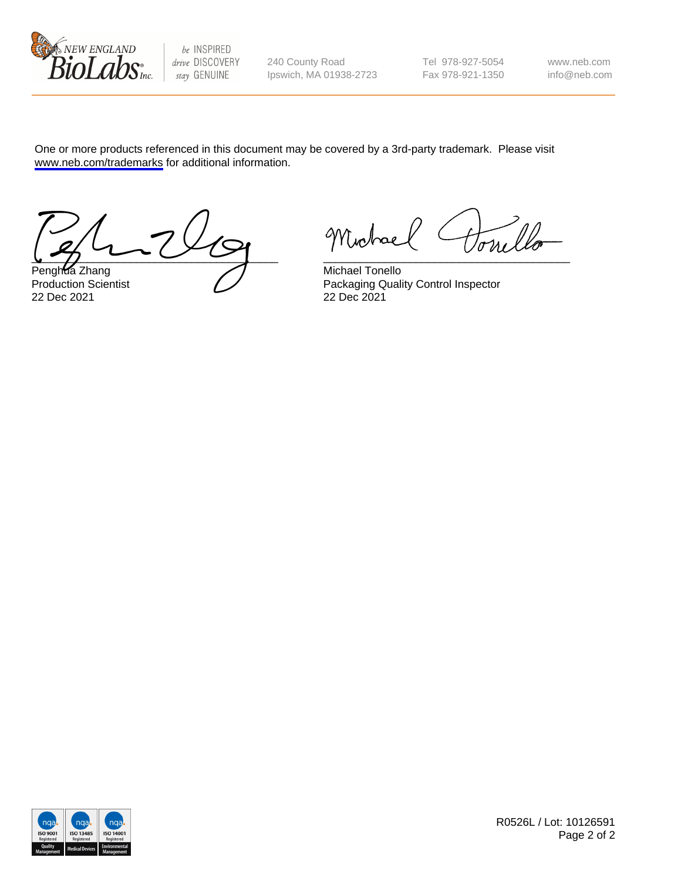One or more products referenced in this document may be covered by a 3rd-party trademark. Please visit www.neb.com/trademarks for additional information.

Penghua Zhang
Production Scientist
22 Dec 2021

Michael Tonello
Packaging Quality Control Inspector
22 Dec 2021

R0526L / Lot: 10126591